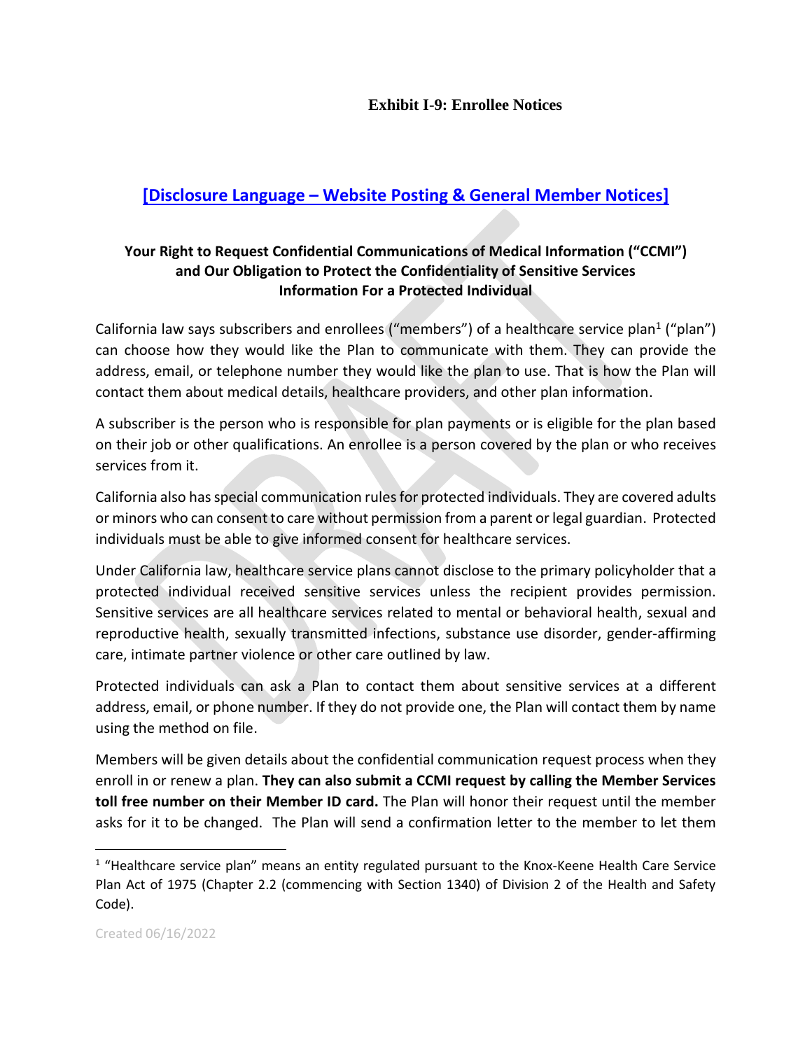**Exhibit I-9: Enrollee Notices**

## [Disclosure Language – Website Posting & General Member Notices]

### Your Right to Request Confidential Communications of Medical Information ("CCMI") and Our Obligation to Protect the Confidentiality of Sensitive Services Information For a Protected Individual

California law says subscribers and enrollees ("members") of a healthcare service plan[1] ("plan") can choose how they would like the Plan to communicate with them. They can provide the address, email, or telephone number they would like the plan to use. That is how the Plan will contact them about medical details, healthcare providers, and other plan information.

A subscriber is the person who is responsible for plan payments or is eligible for the plan based on their job or other qualifications. An enrollee is a person covered by the plan or who receives services from it.

California also has special communication rules for protected individuals. They are covered adults or minors who can consent to care without permission from a parent or legal guardian. Protected individuals must be able to give informed consent for healthcare services.

Under California law, healthcare service plans cannot disclose to the primary policyholder that a protected individual received sensitive services unless the recipient provides permission. Sensitive services are all healthcare services related to mental or behavioral health, sexual and reproductive health, sexually transmitted infections, substance use disorder, gender-affirming care, intimate partner violence or other care outlined by law.

Protected individuals can ask a Plan to contact them about sensitive services at a different address, email, or phone number. If they do not provide one, the Plan will contact them by name using the method on file.

Members will be given details about the confidential communication request process when they enroll in or renew a plan. **They can also submit a CCMI request by calling the Member Services toll free number on their Member ID card.** The Plan will honor their request until the member asks for it to be changed. The Plan will send a confirmation letter to the member to let them

---

[1] "Healthcare service plan" means an entity regulated pursuant to the Knox-Keene Health Care Service Plan Act of 1975 (Chapter 2.2 (commencing with Section 1340) of Division 2 of the Health and Safety Code).

Created 06/16/2022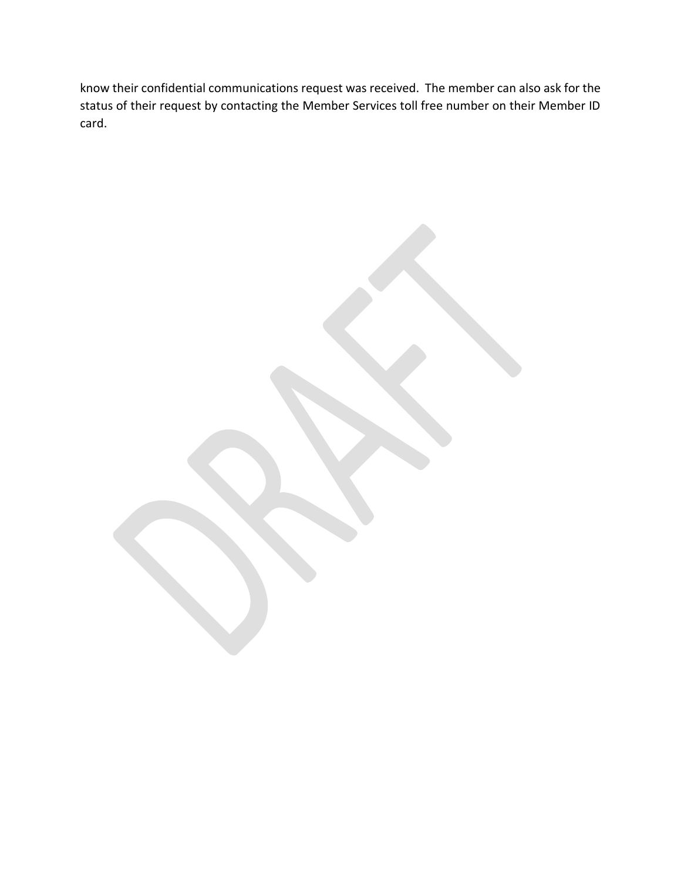know their confidential communications request was received. The member can also ask for the status of their request by contacting the Member Services toll free number on their Member ID card.